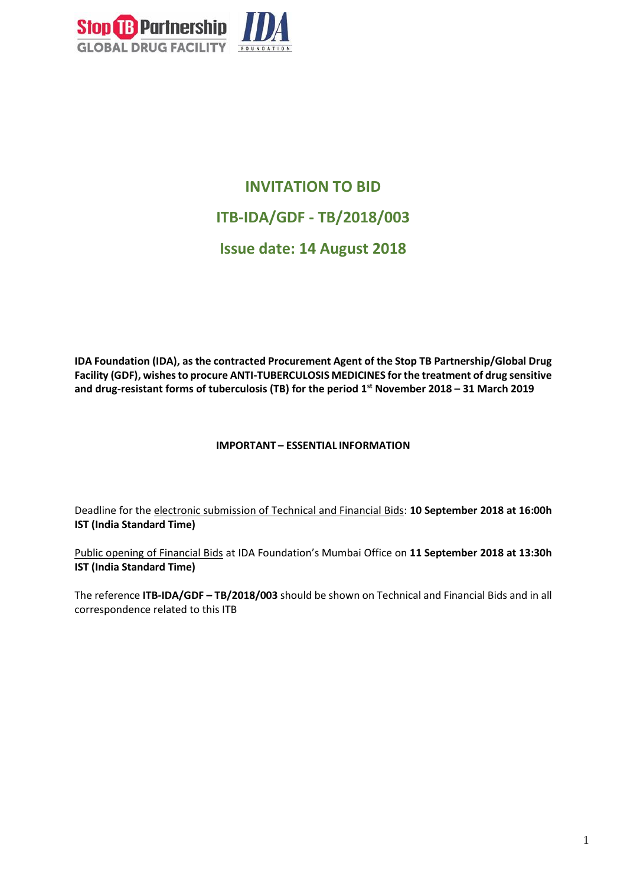# INVITATION TO BID

## ITB-IDA/GDF - TB/2018/003

## Issue date: 14 August 2018

**IDA Foundation (IDA), as the contracted Procurement Agent of the Stop TB Partnership/Global Drug Facility (GDF), wishes to procure ANTI-TUBERCULOSIS MEDICINES for the treatment of drug sensitive and drug-resistant forms of tuberculosis (TB) for the period 1st November 2018 – 31 March 2019**

**IMPORTANT – ESSENTIAL INFORMATION**

Deadline for the electronic submission of Technical and Financial Bids: **10 September 2018 at 16:00h IST (India Standard Time)**

Public opening of Financial Bids at IDA Foundation's Mumbai Office on **11 September 2018 at 13:30h IST (India Standard Time)**

The reference **ITB-IDA/GDF – TB/2018/003** should be shown on Technical and Financial Bids and in all correspondence related to this ITB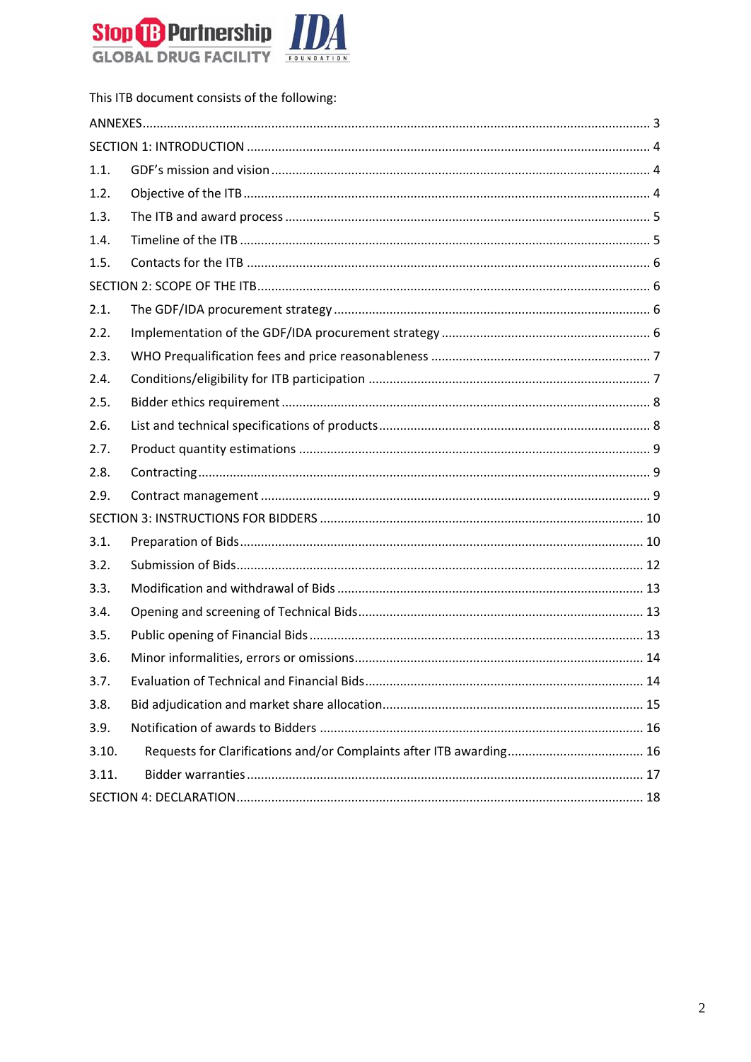This ITB document consists of the following:

- ANNEXES ... 3
- SECTION 1: INTRODUCTION ... 4
  - 1.1. GDF's mission and vision ... 4
  - 1.2. Objective of the ITB ... 4
  - 1.3. The ITB and award process ... 5
  - 1.4. Timeline of the ITB ... 5
  - 1.5. Contacts for the ITB ... 6
- SECTION 2: SCOPE OF THE ITB ... 6
  - 2.1. The GDF/IDA procurement strategy ... 6
  - 2.2. Implementation of the GDF/IDA procurement strategy ... 6
  - 2.3. WHO Prequalification fees and price reasonableness ... 7
  - 2.4. Conditions/eligibility for ITB participation ... 7
  - 2.5. Bidder ethics requirement ... 8
  - 2.6. List and technical specifications of products ... 8
  - 2.7. Product quantity estimations ... 9
  - 2.8. Contracting ... 9
  - 2.9. Contract management ... 9
- SECTION 3: INSTRUCTIONS FOR BIDDERS ... 10
  - 3.1. Preparation of Bids ... 10
  - 3.2. Submission of Bids ... 12
  - 3.3. Modification and withdrawal of Bids ... 13
  - 3.4. Opening and screening of Technical Bids ... 13
  - 3.5. Public opening of Financial Bids ... 13
  - 3.6. Minor informalities, errors or omissions ... 14
  - 3.7. Evaluation of Technical and Financial Bids ... 14
  - 3.8. Bid adjudication and market share allocation ... 15
  - 3.9. Notification of awards to Bidders ... 16
  - 3.10. Requests for Clarifications and/or Complaints after ITB awarding ... 16
  - 3.11. Bidder warranties ... 17
- SECTION 4: DECLARATION ... 18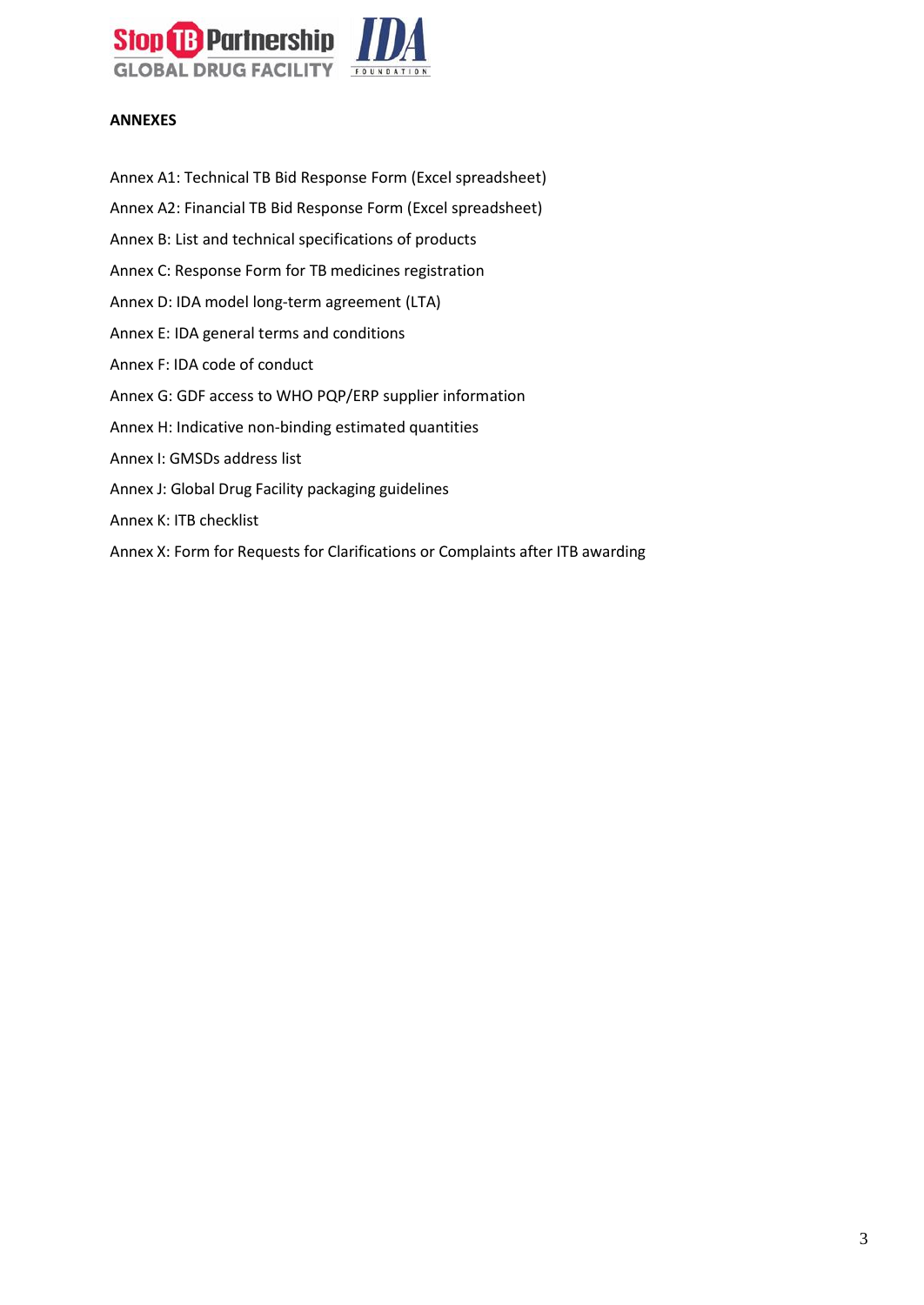**ANNEXES**

Annex A1: Technical TB Bid Response Form (Excel spreadsheet)

Annex A2: Financial TB Bid Response Form (Excel spreadsheet)

Annex B: List and technical specifications of products

Annex C: Response Form for TB medicines registration

Annex D: IDA model long-term agreement (LTA)

Annex E: IDA general terms and conditions

Annex F: IDA code of conduct

Annex G: GDF access to WHO PQP/ERP supplier information

Annex H: Indicative non-binding estimated quantities

Annex I: GMSDs address list

Annex J: Global Drug Facility packaging guidelines

Annex K: ITB checklist

Annex X: Form for Requests for Clarifications or Complaints after ITB awarding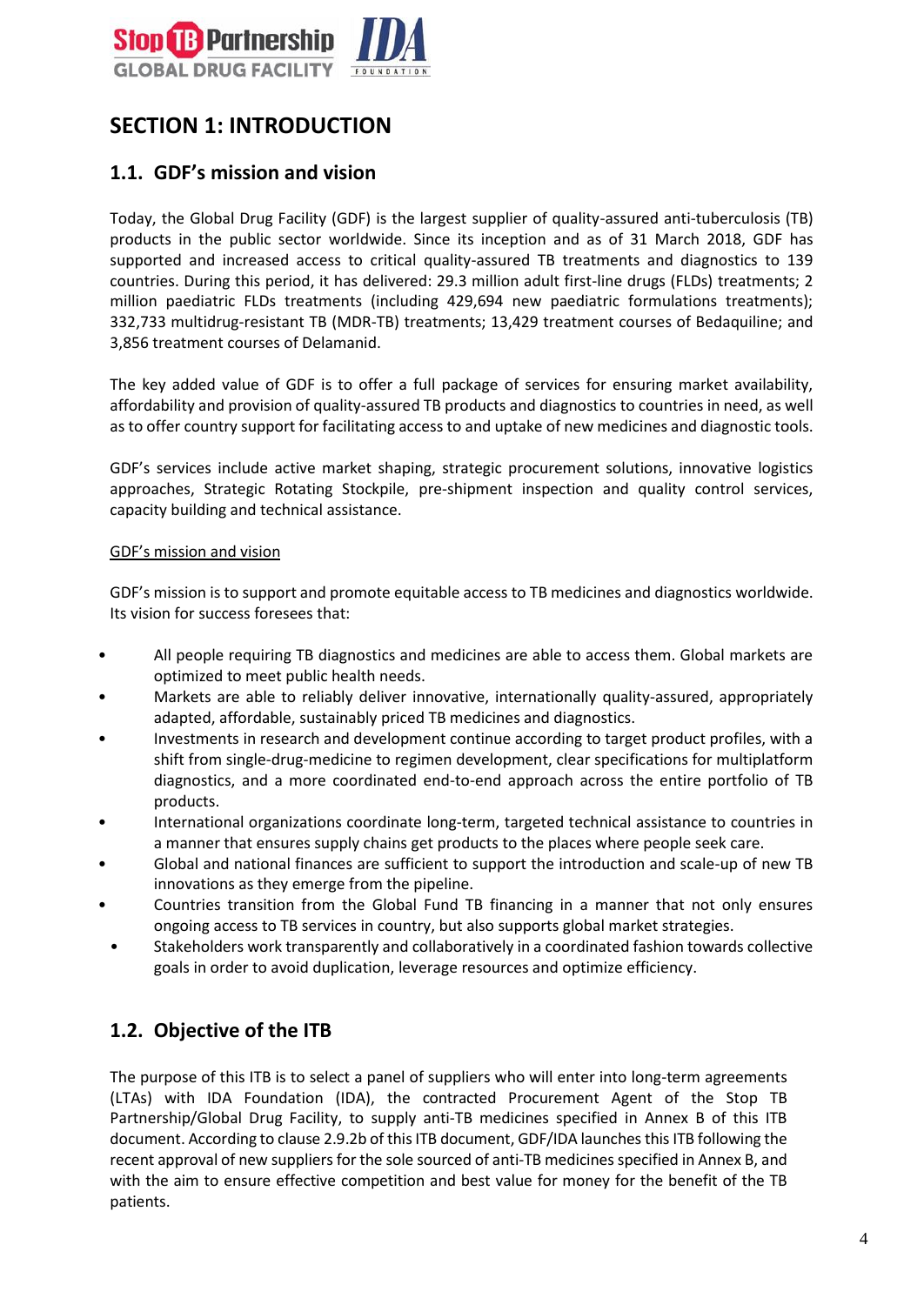# SECTION 1: INTRODUCTION

## 1.1. GDF's mission and vision

Today, the Global Drug Facility (GDF) is the largest supplier of quality-assured anti-tuberculosis (TB) products in the public sector worldwide. Since its inception and as of 31 March 2018, GDF has supported and increased access to critical quality-assured TB treatments and diagnostics to 139 countries. During this period, it has delivered: 29.3 million adult first-line drugs (FLDs) treatments; 2 million paediatric FLDs treatments (including 429,694 new paediatric formulations treatments); 332,733 multidrug-resistant TB (MDR-TB) treatments; 13,429 treatment courses of Bedaquiline; and 3,856 treatment courses of Delamanid.

The key added value of GDF is to offer a full package of services for ensuring market availability, affordability and provision of quality-assured TB products and diagnostics to countries in need, as well as to offer country support for facilitating access to and uptake of new medicines and diagnostic tools.

GDF's services include active market shaping, strategic procurement solutions, innovative logistics approaches, Strategic Rotating Stockpile, pre-shipment inspection and quality control services, capacity building and technical assistance.

GDF's mission and vision

GDF's mission is to support and promote equitable access to TB medicines and diagnostics worldwide. Its vision for success foresees that:

- All people requiring TB diagnostics and medicines are able to access them. Global markets are optimized to meet public health needs.
- Markets are able to reliably deliver innovative, internationally quality-assured, appropriately adapted, affordable, sustainably priced TB medicines and diagnostics.
- Investments in research and development continue according to target product profiles, with a shift from single-drug-medicine to regimen development, clear specifications for multiplatform diagnostics, and a more coordinated end-to-end approach across the entire portfolio of TB products.
- International organizations coordinate long-term, targeted technical assistance to countries in a manner that ensures supply chains get products to the places where people seek care.
- Global and national finances are sufficient to support the introduction and scale-up of new TB innovations as they emerge from the pipeline.
- Countries transition from the Global Fund TB financing in a manner that not only ensures ongoing access to TB services in country, but also supports global market strategies.
- Stakeholders work transparently and collaboratively in a coordinated fashion towards collective goals in order to avoid duplication, leverage resources and optimize efficiency.

## 1.2. Objective of the ITB

The purpose of this ITB is to select a panel of suppliers who will enter into long-term agreements (LTAs) with IDA Foundation (IDA), the contracted Procurement Agent of the Stop TB Partnership/Global Drug Facility, to supply anti-TB medicines specified in Annex B of this ITB document. According to clause 2.9.2b of this ITB document, GDF/IDA launches this ITB following the recent approval of new suppliers for the sole sourced of anti-TB medicines specified in Annex B, and with the aim to ensure effective competition and best value for money for the benefit of the TB patients.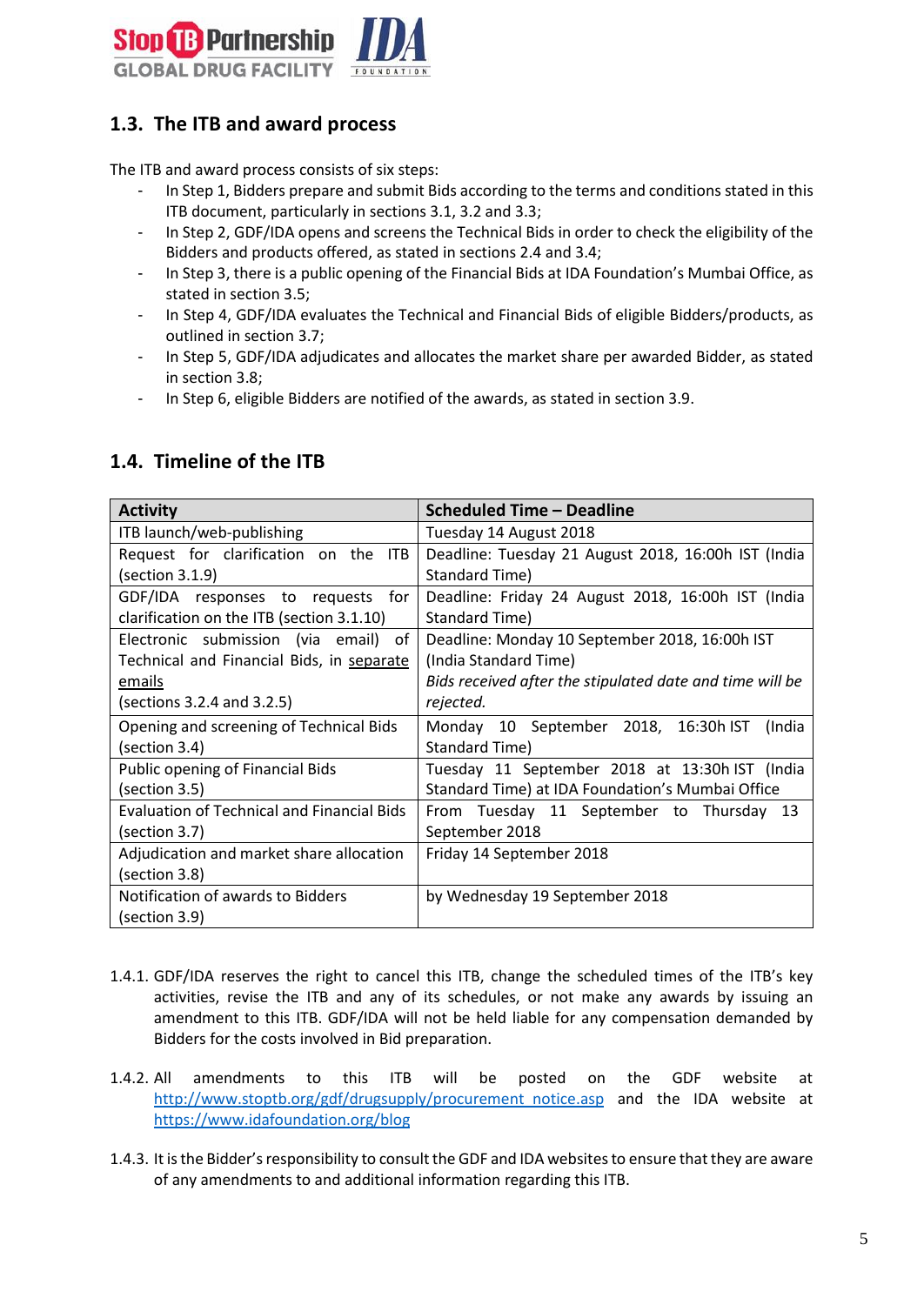## 1.3. The ITB and award process

The ITB and award process consists of six steps:

- In Step 1, Bidders prepare and submit Bids according to the terms and conditions stated in this ITB document, particularly in sections 3.1, 3.2 and 3.3;
- In Step 2, GDF/IDA opens and screens the Technical Bids in order to check the eligibility of the Bidders and products offered, as stated in sections 2.4 and 3.4;
- In Step 3, there is a public opening of the Financial Bids at IDA Foundation's Mumbai Office, as stated in section 3.5;
- In Step 4, GDF/IDA evaluates the Technical and Financial Bids of eligible Bidders/products, as outlined in section 3.7;
- In Step 5, GDF/IDA adjudicates and allocates the market share per awarded Bidder, as stated in section 3.8;
- In Step 6, eligible Bidders are notified of the awards, as stated in section 3.9.

## 1.4. Timeline of the ITB

| Activity | Scheduled Time – Deadline |
|---|---|
| ITB launch/web-publishing | Tuesday 14 August 2018 |
| Request for clarification on the ITB (section 3.1.9) | Deadline: Tuesday 21 August 2018, 16:00h IST (India Standard Time) |
| GDF/IDA responses to requests for clarification on the ITB (section 3.1.10) | Deadline: Friday 24 August 2018, 16:00h IST (India Standard Time) |
| Electronic submission (via email) of Technical and Financial Bids, in <u>separate emails</u> (sections 3.2.4 and 3.2.5) | Deadline: Monday 10 September 2018, 16:00h IST (India Standard Time) *Bids received after the stipulated date and time will be rejected.* |
| Opening and screening of Technical Bids (section 3.4) | Monday 10 September 2018, 16:30h IST (India Standard Time) |
| Public opening of Financial Bids (section 3.5) | Tuesday 11 September 2018 at 13:30h IST (India Standard Time) at IDA Foundation's Mumbai Office |
| Evaluation of Technical and Financial Bids (section 3.7) | From Tuesday 11 September to Thursday 13 September 2018 |
| Adjudication and market share allocation (section 3.8) | Friday 14 September 2018 |
| Notification of awards to Bidders (section 3.9) | by Wednesday 19 September 2018 |

1.4.1. GDF/IDA reserves the right to cancel this ITB, change the scheduled times of the ITB's key activities, revise the ITB and any of its schedules, or not make any awards by issuing an amendment to this ITB. GDF/IDA will not be held liable for any compensation demanded by Bidders for the costs involved in Bid preparation.

1.4.2. All amendments to this ITB will be posted on the GDF website at http://www.stoptb.org/gdf/drugsupply/procurement_notice.asp and the IDA website at https://www.idafoundation.org/blog

1.4.3. It is the Bidder's responsibility to consult the GDF and IDA websites to ensure that they are aware of any amendments to and additional information regarding this ITB.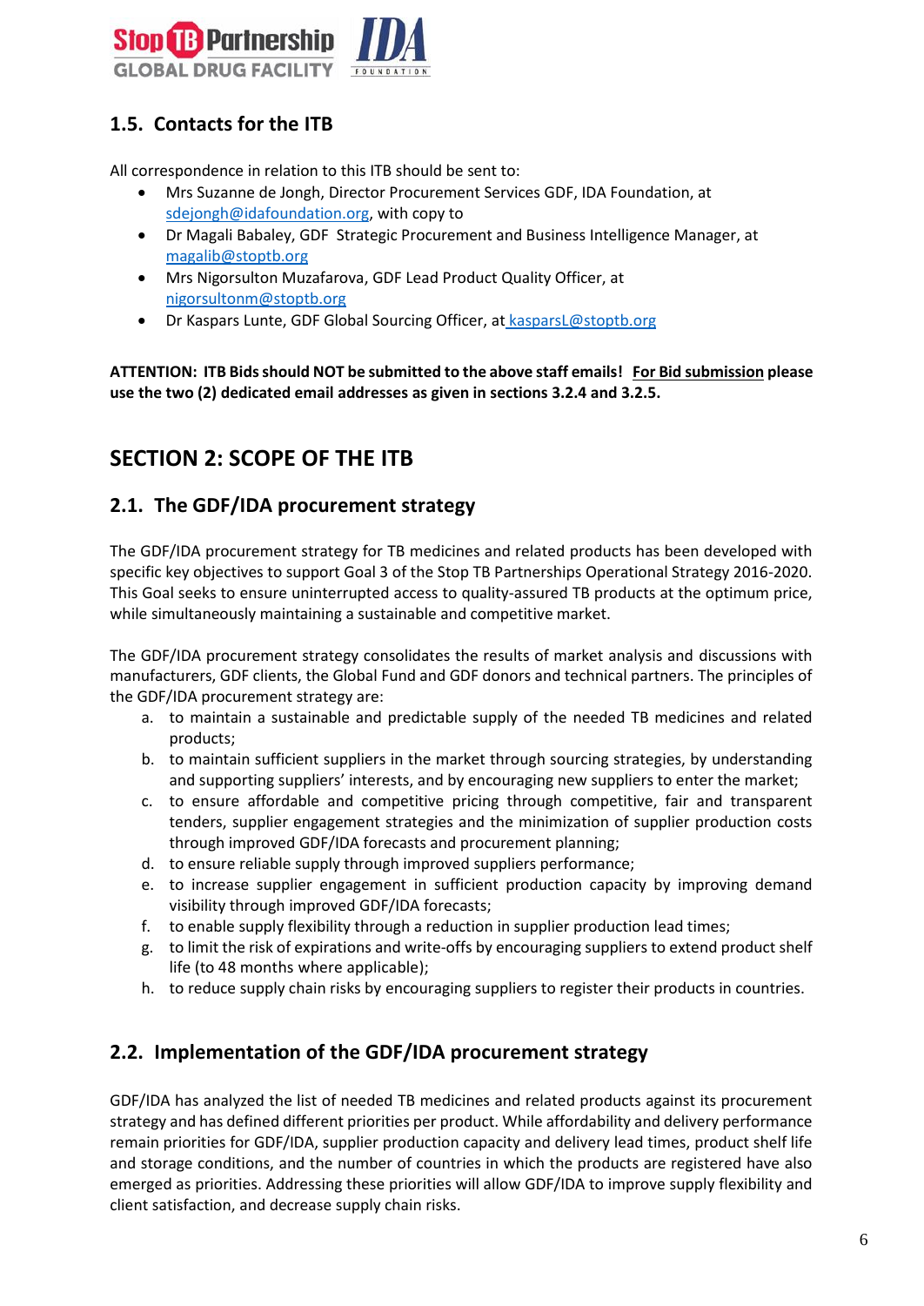## 1.5. Contacts for the ITB

All correspondence in relation to this ITB should be sent to:

- Mrs Suzanne de Jongh, Director Procurement Services GDF, IDA Foundation, at sdejongh@idafoundation.org, with copy to
- Dr Magali Babaley, GDF Strategic Procurement and Business Intelligence Manager, at magalib@stoptb.org
- Mrs Nigorsulton Muzafarova, GDF Lead Product Quality Officer, at nigorsultonm@stoptb.org
- Dr Kaspars Lunte, GDF Global Sourcing Officer, at kasparsL@stoptb.org

**ATTENTION: ITB Bids should NOT be submitted to the above staff emails! For Bid submission please use the two (2) dedicated email addresses as given in sections 3.2.4 and 3.2.5.**

# SECTION 2: SCOPE OF THE ITB

## 2.1. The GDF/IDA procurement strategy

The GDF/IDA procurement strategy for TB medicines and related products has been developed with specific key objectives to support Goal 3 of the Stop TB Partnerships Operational Strategy 2016-2020. This Goal seeks to ensure uninterrupted access to quality-assured TB products at the optimum price, while simultaneously maintaining a sustainable and competitive market.

The GDF/IDA procurement strategy consolidates the results of market analysis and discussions with manufacturers, GDF clients, the Global Fund and GDF donors and technical partners. The principles of the GDF/IDA procurement strategy are:

a. to maintain a sustainable and predictable supply of the needed TB medicines and related products;
b. to maintain sufficient suppliers in the market through sourcing strategies, by understanding and supporting suppliers' interests, and by encouraging new suppliers to enter the market;
c. to ensure affordable and competitive pricing through competitive, fair and transparent tenders, supplier engagement strategies and the minimization of supplier production costs through improved GDF/IDA forecasts and procurement planning;
d. to ensure reliable supply through improved suppliers performance;
e. to increase supplier engagement in sufficient production capacity by improving demand visibility through improved GDF/IDA forecasts;
f. to enable supply flexibility through a reduction in supplier production lead times;
g. to limit the risk of expirations and write-offs by encouraging suppliers to extend product shelf life (to 48 months where applicable);
h. to reduce supply chain risks by encouraging suppliers to register their products in countries.

## 2.2. Implementation of the GDF/IDA procurement strategy

GDF/IDA has analyzed the list of needed TB medicines and related products against its procurement strategy and has defined different priorities per product. While affordability and delivery performance remain priorities for GDF/IDA, supplier production capacity and delivery lead times, product shelf life and storage conditions, and the number of countries in which the products are registered have also emerged as priorities. Addressing these priorities will allow GDF/IDA to improve supply flexibility and client satisfaction, and decrease supply chain risks.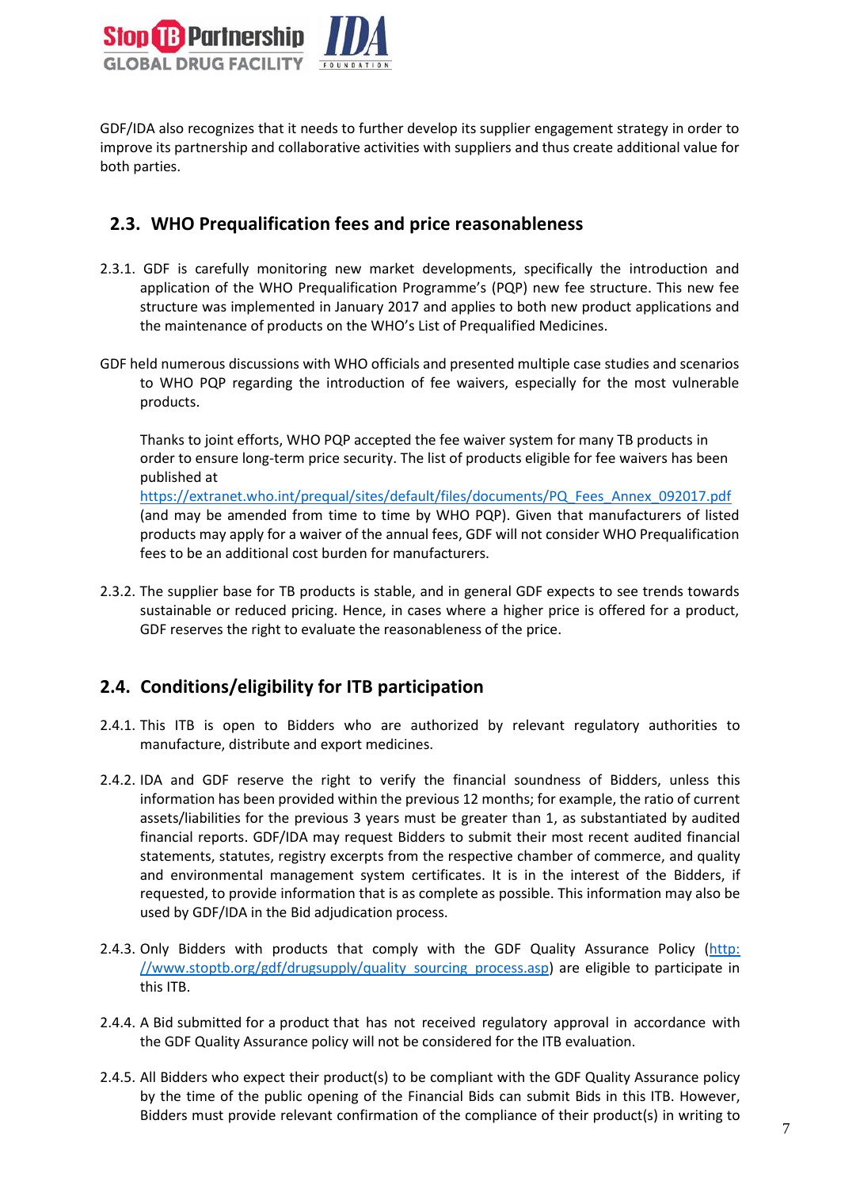GDF/IDA also recognizes that it needs to further develop its supplier engagement strategy in order to improve its partnership and collaborative activities with suppliers and thus create additional value for both parties.

## 2.3. WHO Prequalification fees and price reasonableness

2.3.1. GDF is carefully monitoring new market developments, specifically the introduction and application of the WHO Prequalification Programme's (PQP) new fee structure. This new fee structure was implemented in January 2017 and applies to both new product applications and the maintenance of products on the WHO's List of Prequalified Medicines.

GDF held numerous discussions with WHO officials and presented multiple case studies and scenarios to WHO PQP regarding the introduction of fee waivers, especially for the most vulnerable products.

Thanks to joint efforts, WHO PQP accepted the fee waiver system for many TB products in order to ensure long-term price security. The list of products eligible for fee waivers has been published at https://extranet.who.int/prequal/sites/default/files/documents/PQ_Fees_Annex_092017.pdf (and may be amended from time to time by WHO PQP). Given that manufacturers of listed products may apply for a waiver of the annual fees, GDF will not consider WHO Prequalification fees to be an additional cost burden for manufacturers.

2.3.2. The supplier base for TB products is stable, and in general GDF expects to see trends towards sustainable or reduced pricing. Hence, in cases where a higher price is offered for a product, GDF reserves the right to evaluate the reasonableness of the price.

## 2.4. Conditions/eligibility for ITB participation

2.4.1. This ITB is open to Bidders who are authorized by relevant regulatory authorities to manufacture, distribute and export medicines.

2.4.2. IDA and GDF reserve the right to verify the financial soundness of Bidders, unless this information has been provided within the previous 12 months; for example, the ratio of current assets/liabilities for the previous 3 years must be greater than 1, as substantiated by audited financial reports. GDF/IDA may request Bidders to submit their most recent audited financial statements, statutes, registry excerpts from the respective chamber of commerce, and quality and environmental management system certificates. It is in the interest of the Bidders, if requested, to provide information that is as complete as possible. This information may also be used by GDF/IDA in the Bid adjudication process.

2.4.3. Only Bidders with products that comply with the GDF Quality Assurance Policy (http://www.stoptb.org/gdf/drugsupply/quality_sourcing_process.asp) are eligible to participate in this ITB.

2.4.4. A Bid submitted for a product that has not received regulatory approval in accordance with the GDF Quality Assurance policy will not be considered for the ITB evaluation.

2.4.5. All Bidders who expect their product(s) to be compliant with the GDF Quality Assurance policy by the time of the public opening of the Financial Bids can submit Bids in this ITB. However, Bidders must provide relevant confirmation of the compliance of their product(s) in writing to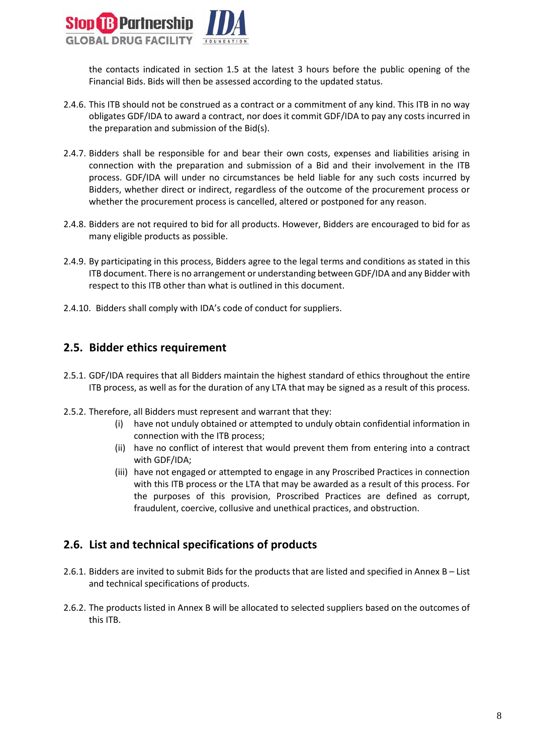the contacts indicated in section 1.5 at the latest 3 hours before the public opening of the Financial Bids. Bids will then be assessed according to the updated status.

2.4.6. This ITB should not be construed as a contract or a commitment of any kind. This ITB in no way obligates GDF/IDA to award a contract, nor does it commit GDF/IDA to pay any costs incurred in the preparation and submission of the Bid(s).

2.4.7. Bidders shall be responsible for and bear their own costs, expenses and liabilities arising in connection with the preparation and submission of a Bid and their involvement in the ITB process. GDF/IDA will under no circumstances be held liable for any such costs incurred by Bidders, whether direct or indirect, regardless of the outcome of the procurement process or whether the procurement process is cancelled, altered or postponed for any reason.

2.4.8. Bidders are not required to bid for all products. However, Bidders are encouraged to bid for as many eligible products as possible.

2.4.9. By participating in this process, Bidders agree to the legal terms and conditions as stated in this ITB document. There is no arrangement or understanding between GDF/IDA and any Bidder with respect to this ITB other than what is outlined in this document.

2.4.10. Bidders shall comply with IDA's code of conduct for suppliers.

## 2.5. Bidder ethics requirement

2.5.1. GDF/IDA requires that all Bidders maintain the highest standard of ethics throughout the entire ITB process, as well as for the duration of any LTA that may be signed as a result of this process.

2.5.2. Therefore, all Bidders must represent and warrant that they:

- (i) have not unduly obtained or attempted to unduly obtain confidential information in connection with the ITB process;
- (ii) have no conflict of interest that would prevent them from entering into a contract with GDF/IDA;
- (iii) have not engaged or attempted to engage in any Proscribed Practices in connection with this ITB process or the LTA that may be awarded as a result of this process. For the purposes of this provision, Proscribed Practices are defined as corrupt, fraudulent, coercive, collusive and unethical practices, and obstruction.

## 2.6. List and technical specifications of products

2.6.1. Bidders are invited to submit Bids for the products that are listed and specified in Annex B – List and technical specifications of products.

2.6.2. The products listed in Annex B will be allocated to selected suppliers based on the outcomes of this ITB.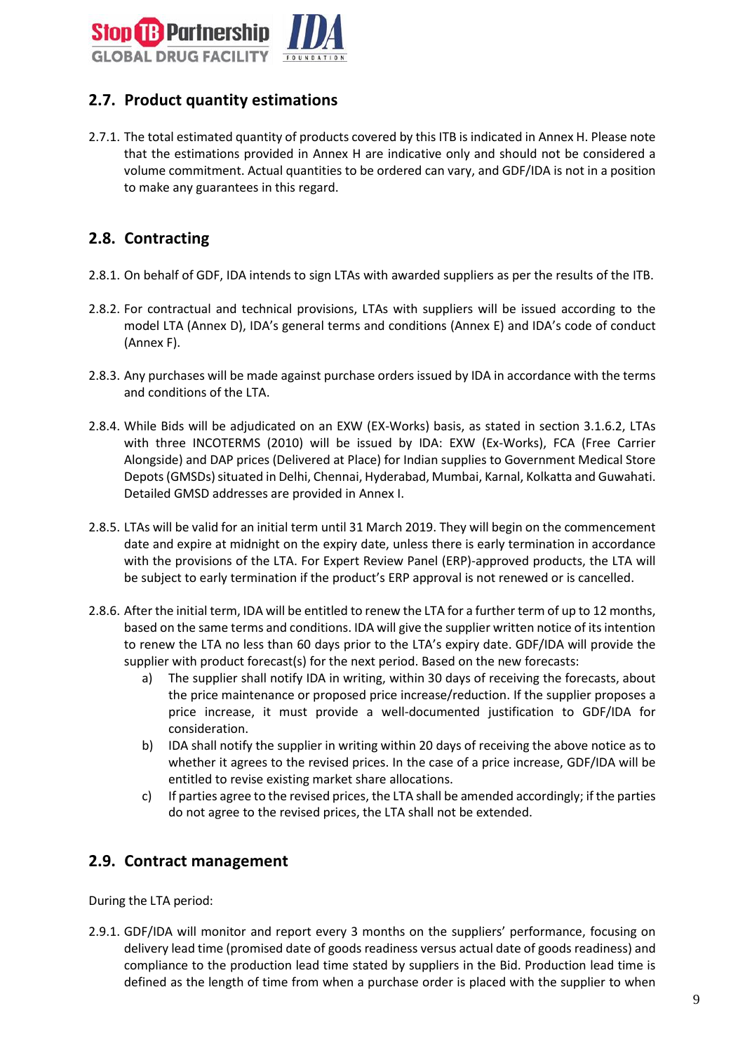## 2.7. Product quantity estimations

2.7.1. The total estimated quantity of products covered by this ITB is indicated in Annex H. Please note that the estimations provided in Annex H are indicative only and should not be considered a volume commitment. Actual quantities to be ordered can vary, and GDF/IDA is not in a position to make any guarantees in this regard.

## 2.8. Contracting

2.8.1. On behalf of GDF, IDA intends to sign LTAs with awarded suppliers as per the results of the ITB.

2.8.2. For contractual and technical provisions, LTAs with suppliers will be issued according to the model LTA (Annex D), IDA's general terms and conditions (Annex E) and IDA's code of conduct (Annex F).

2.8.3. Any purchases will be made against purchase orders issued by IDA in accordance with the terms and conditions of the LTA.

2.8.4. While Bids will be adjudicated on an EXW (EX-Works) basis, as stated in section 3.1.6.2, LTAs with three INCOTERMS (2010) will be issued by IDA: EXW (Ex-Works), FCA (Free Carrier Alongside) and DAP prices (Delivered at Place) for Indian supplies to Government Medical Store Depots (GMSDs) situated in Delhi, Chennai, Hyderabad, Mumbai, Karnal, Kolkatta and Guwahati. Detailed GMSD addresses are provided in Annex I.

2.8.5. LTAs will be valid for an initial term until 31 March 2019. They will begin on the commencement date and expire at midnight on the expiry date, unless there is early termination in accordance with the provisions of the LTA. For Expert Review Panel (ERP)-approved products, the LTA will be subject to early termination if the product's ERP approval is not renewed or is cancelled.

2.8.6. After the initial term, IDA will be entitled to renew the LTA for a further term of up to 12 months, based on the same terms and conditions. IDA will give the supplier written notice of its intention to renew the LTA no less than 60 days prior to the LTA's expiry date. GDF/IDA will provide the supplier with product forecast(s) for the next period. Based on the new forecasts:

a) The supplier shall notify IDA in writing, within 30 days of receiving the forecasts, about the price maintenance or proposed price increase/reduction. If the supplier proposes a price increase, it must provide a well-documented justification to GDF/IDA for consideration.

b) IDA shall notify the supplier in writing within 20 days of receiving the above notice as to whether it agrees to the revised prices. In the case of a price increase, GDF/IDA will be entitled to revise existing market share allocations.

c) If parties agree to the revised prices, the LTA shall be amended accordingly; if the parties do not agree to the revised prices, the LTA shall not be extended.

## 2.9. Contract management

During the LTA period:

2.9.1. GDF/IDA will monitor and report every 3 months on the suppliers' performance, focusing on delivery lead time (promised date of goods readiness versus actual date of goods readiness) and compliance to the production lead time stated by suppliers in the Bid. Production lead time is defined as the length of time from when a purchase order is placed with the supplier to when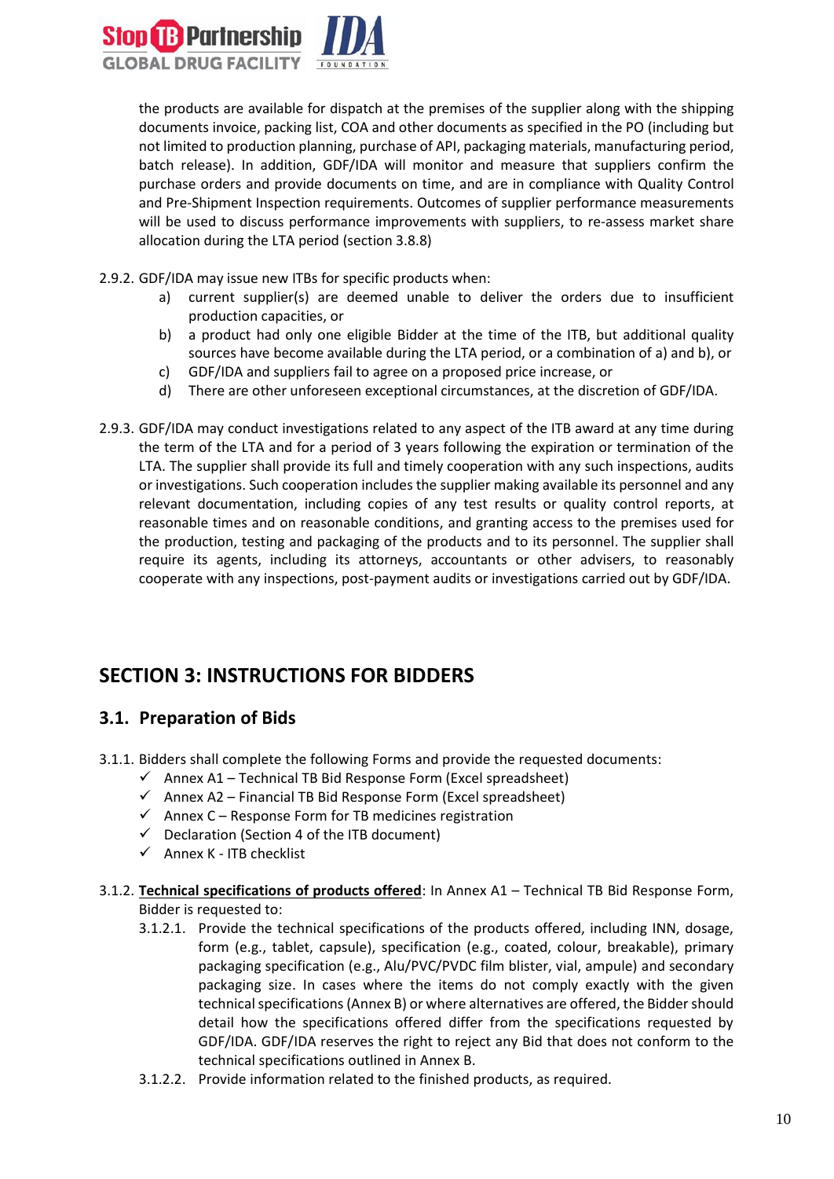the products are available for dispatch at the premises of the supplier along with the shipping documents invoice, packing list, COA and other documents as specified in the PO (including but not limited to production planning, purchase of API, packaging materials, manufacturing period, batch release). In addition, GDF/IDA will monitor and measure that suppliers confirm the purchase orders and provide documents on time, and are in compliance with Quality Control and Pre-Shipment Inspection requirements. Outcomes of supplier performance measurements will be used to discuss performance improvements with suppliers, to re-assess market share allocation during the LTA period (section 3.8.8)

2.9.2. GDF/IDA may issue new ITBs for specific products when:

a) current supplier(s) are deemed unable to deliver the orders due to insufficient production capacities, or
b) a product had only one eligible Bidder at the time of the ITB, but additional quality sources have become available during the LTA period, or a combination of a) and b), or
c) GDF/IDA and suppliers fail to agree on a proposed price increase, or
d) There are other unforeseen exceptional circumstances, at the discretion of GDF/IDA.

2.9.3. GDF/IDA may conduct investigations related to any aspect of the ITB award at any time during the term of the LTA and for a period of 3 years following the expiration or termination of the LTA. The supplier shall provide its full and timely cooperation with any such inspections, audits or investigations. Such cooperation includes the supplier making available its personnel and any relevant documentation, including copies of any test results or quality control reports, at reasonable times and on reasonable conditions, and granting access to the premises used for the production, testing and packaging of the products and to its personnel. The supplier shall require its agents, including its attorneys, accountants or other advisers, to reasonably cooperate with any inspections, post-payment audits or investigations carried out by GDF/IDA.

# SECTION 3: INSTRUCTIONS FOR BIDDERS

## 3.1. Preparation of Bids

3.1.1. Bidders shall complete the following Forms and provide the requested documents:

- ✓ Annex A1 – Technical TB Bid Response Form (Excel spreadsheet)
- ✓ Annex A2 – Financial TB Bid Response Form (Excel spreadsheet)
- ✓ Annex C – Response Form for TB medicines registration
- ✓ Declaration (Section 4 of the ITB document)
- ✓ Annex K - ITB checklist

3.1.2. **<u>Technical specifications of products offered</u>**: In Annex A1 – Technical TB Bid Response Form, Bidder is requested to:

3.1.2.1. Provide the technical specifications of the products offered, including INN, dosage, form (e.g., tablet, capsule), specification (e.g., coated, colour, breakable), primary packaging specification (e.g., Alu/PVC/PVDC film blister, vial, ampule) and secondary packaging size. In cases where the items do not comply exactly with the given technical specifications (Annex B) or where alternatives are offered, the Bidder should detail how the specifications offered differ from the specifications requested by GDF/IDA. GDF/IDA reserves the right to reject any Bid that does not conform to the technical specifications outlined in Annex B.

3.1.2.2. Provide information related to the finished products, as required.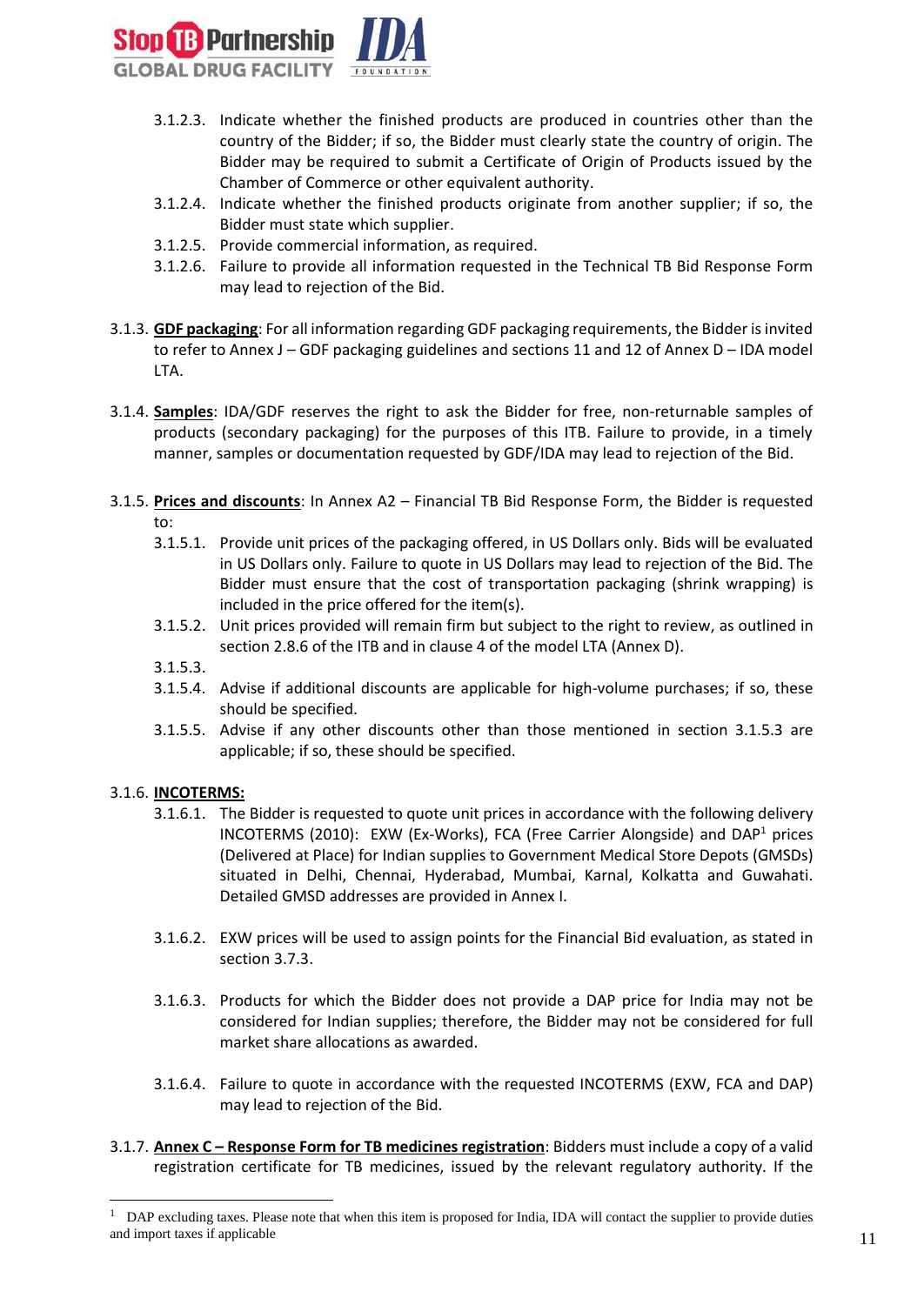3.1.2.3. Indicate whether the finished products are produced in countries other than the country of the Bidder; if so, the Bidder must clearly state the country of origin. The Bidder may be required to submit a Certificate of Origin of Products issued by the Chamber of Commerce or other equivalent authority.

3.1.2.4. Indicate whether the finished products originate from another supplier; if so, the Bidder must state which supplier.

3.1.2.5. Provide commercial information, as required.

3.1.2.6. Failure to provide all information requested in the Technical TB Bid Response Form may lead to rejection of the Bid.

3.1.3. **GDF packaging**: For all information regarding GDF packaging requirements, the Bidder is invited to refer to Annex J – GDF packaging guidelines and sections 11 and 12 of Annex D – IDA model LTA.

3.1.4. **Samples**: IDA/GDF reserves the right to ask the Bidder for free, non-returnable samples of products (secondary packaging) for the purposes of this ITB. Failure to provide, in a timely manner, samples or documentation requested by GDF/IDA may lead to rejection of the Bid.

3.1.5. **Prices and discounts**: In Annex A2 – Financial TB Bid Response Form, the Bidder is requested to:

3.1.5.1. Provide unit prices of the packaging offered, in US Dollars only. Bids will be evaluated in US Dollars only. Failure to quote in US Dollars may lead to rejection of the Bid. The Bidder must ensure that the cost of transportation packaging (shrink wrapping) is included in the price offered for the item(s).

3.1.5.2. Unit prices provided will remain firm but subject to the right to review, as outlined in section 2.8.6 of the ITB and in clause 4 of the model LTA (Annex D).

3.1.5.3.

3.1.5.4. Advise if additional discounts are applicable for high-volume purchases; if so, these should be specified.

3.1.5.5. Advise if any other discounts other than those mentioned in section 3.1.5.3 are applicable; if so, these should be specified.

3.1.6. **INCOTERMS:**

3.1.6.1. The Bidder is requested to quote unit prices in accordance with the following delivery INCOTERMS (2010): EXW (Ex-Works), FCA (Free Carrier Alongside) and DAP[1] prices (Delivered at Place) for Indian supplies to Government Medical Store Depots (GMSDs) situated in Delhi, Chennai, Hyderabad, Mumbai, Karnal, Kolkatta and Guwahati. Detailed GMSD addresses are provided in Annex I.

3.1.6.2. EXW prices will be used to assign points for the Financial Bid evaluation, as stated in section 3.7.3.

3.1.6.3. Products for which the Bidder does not provide a DAP price for India may not be considered for Indian supplies; therefore, the Bidder may not be considered for full market share allocations as awarded.

3.1.6.4. Failure to quote in accordance with the requested INCOTERMS (EXW, FCA and DAP) may lead to rejection of the Bid.

3.1.7. **Annex C – Response Form for TB medicines registration**: Bidders must include a copy of a valid registration certificate for TB medicines, issued by the relevant regulatory authority. If the

---

[1] DAP excluding taxes. Please note that when this item is proposed for India, IDA will contact the supplier to provide duties and import taxes if applicable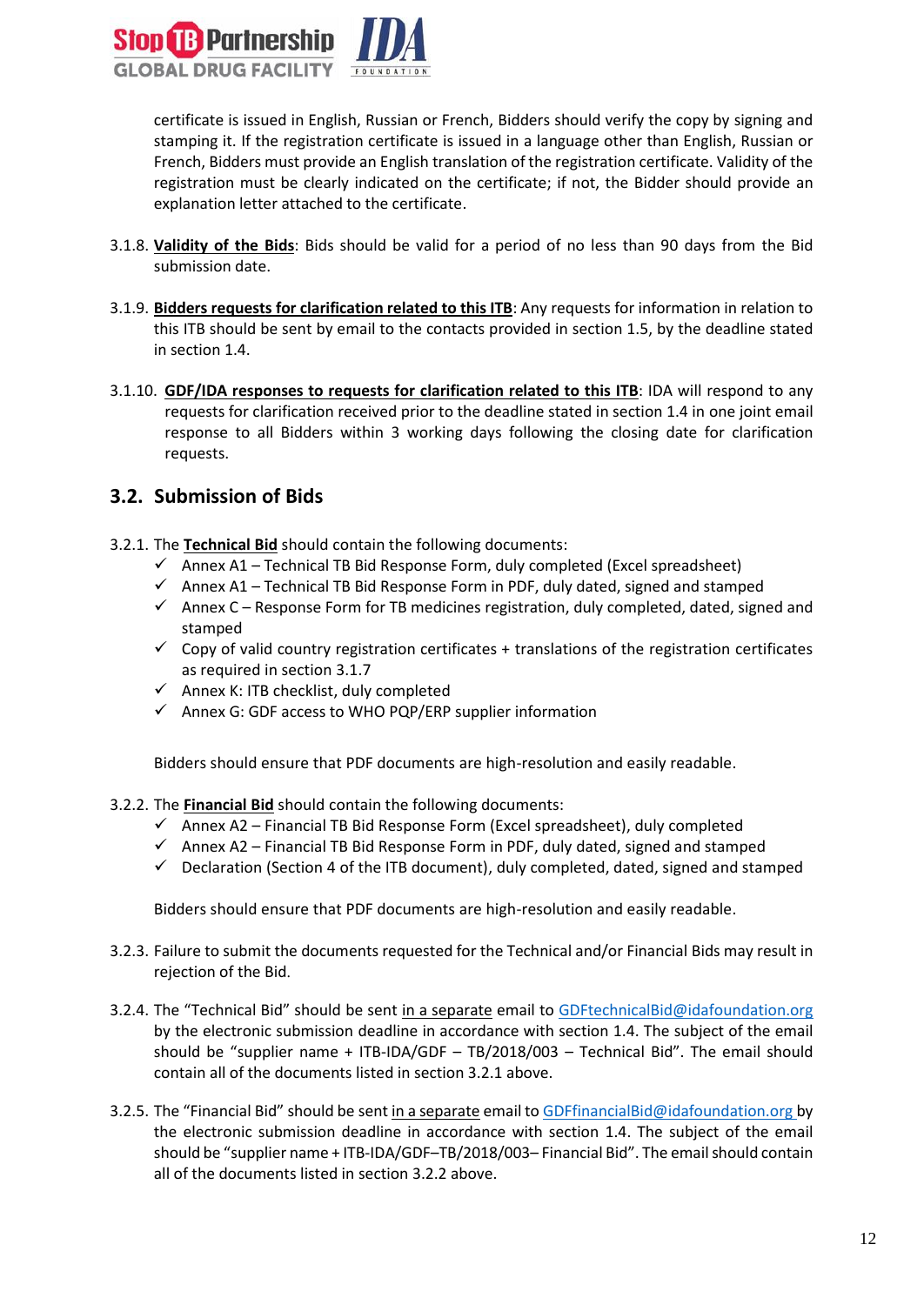certificate is issued in English, Russian or French, Bidders should verify the copy by signing and stamping it. If the registration certificate is issued in a language other than English, Russian or French, Bidders must provide an English translation of the registration certificate. Validity of the registration must be clearly indicated on the certificate; if not, the Bidder should provide an explanation letter attached to the certificate.

3.1.8. **Validity of the Bids**: Bids should be valid for a period of no less than 90 days from the Bid submission date.

3.1.9. **Bidders requests for clarification related to this ITB**: Any requests for information in relation to this ITB should be sent by email to the contacts provided in section 1.5, by the deadline stated in section 1.4.

3.1.10. **GDF/IDA responses to requests for clarification related to this ITB**: IDA will respond to any requests for clarification received prior to the deadline stated in section 1.4 in one joint email response to all Bidders within 3 working days following the closing date for clarification requests.

## 3.2. Submission of Bids

3.2.1. The **Technical Bid** should contain the following documents:

- ✓ Annex A1 – Technical TB Bid Response Form, duly completed (Excel spreadsheet)
- ✓ Annex A1 – Technical TB Bid Response Form in PDF, duly dated, signed and stamped
- ✓ Annex C – Response Form for TB medicines registration, duly completed, dated, signed and stamped
- ✓ Copy of valid country registration certificates + translations of the registration certificates as required in section 3.1.7
- ✓ Annex K: ITB checklist, duly completed
- ✓ Annex G: GDF access to WHO PQP/ERP supplier information

Bidders should ensure that PDF documents are high-resolution and easily readable.

3.2.2. The **Financial Bid** should contain the following documents:

- ✓ Annex A2 – Financial TB Bid Response Form (Excel spreadsheet), duly completed
- ✓ Annex A2 – Financial TB Bid Response Form in PDF, duly dated, signed and stamped
- ✓ Declaration (Section 4 of the ITB document), duly completed, dated, signed and stamped

Bidders should ensure that PDF documents are high-resolution and easily readable.

3.2.3. Failure to submit the documents requested for the Technical and/or Financial Bids may result in rejection of the Bid.

3.2.4. The "Technical Bid" should be sent in a separate email to GDFtechnicalBid@idafoundation.org by the electronic submission deadline in accordance with section 1.4. The subject of the email should be "supplier name + ITB-IDA/GDF – TB/2018/003 – Technical Bid". The email should contain all of the documents listed in section 3.2.1 above.

3.2.5. The "Financial Bid" should be sent in a separate email to GDFfinancialBid@idafoundation.org by the electronic submission deadline in accordance with section 1.4. The subject of the email should be "supplier name + ITB-IDA/GDF–TB/2018/003– Financial Bid". The email should contain all of the documents listed in section 3.2.2 above.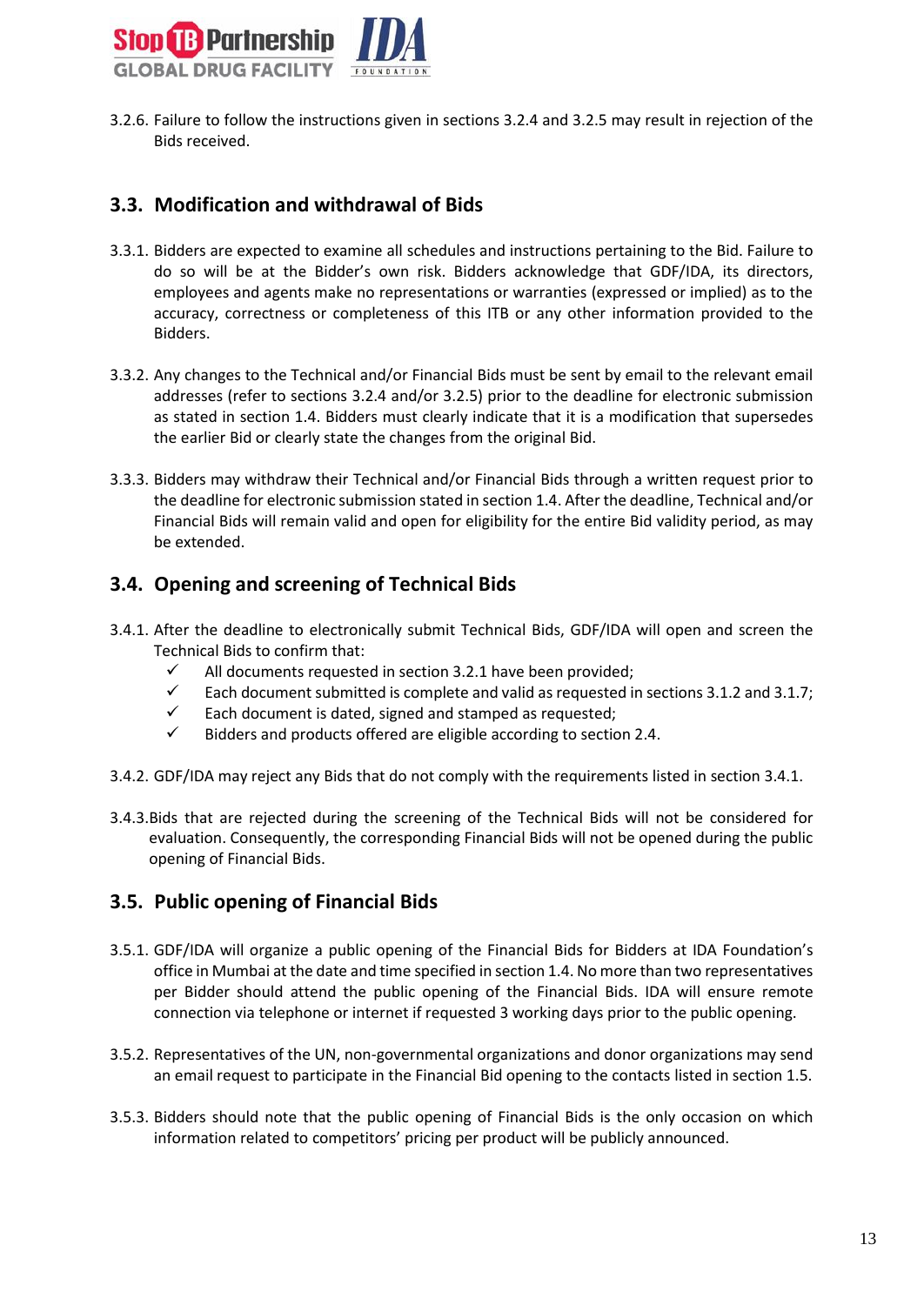3.2.6. Failure to follow the instructions given in sections 3.2.4 and 3.2.5 may result in rejection of the Bids received.

## 3.3. Modification and withdrawal of Bids

3.3.1. Bidders are expected to examine all schedules and instructions pertaining to the Bid. Failure to do so will be at the Bidder's own risk. Bidders acknowledge that GDF/IDA, its directors, employees and agents make no representations or warranties (expressed or implied) as to the accuracy, correctness or completeness of this ITB or any other information provided to the Bidders.

3.3.2. Any changes to the Technical and/or Financial Bids must be sent by email to the relevant email addresses (refer to sections 3.2.4 and/or 3.2.5) prior to the deadline for electronic submission as stated in section 1.4. Bidders must clearly indicate that it is a modification that supersedes the earlier Bid or clearly state the changes from the original Bid.

3.3.3. Bidders may withdraw their Technical and/or Financial Bids through a written request prior to the deadline for electronic submission stated in section 1.4. After the deadline, Technical and/or Financial Bids will remain valid and open for eligibility for the entire Bid validity period, as may be extended.

## 3.4. Opening and screening of Technical Bids

3.4.1. After the deadline to electronically submit Technical Bids, GDF/IDA will open and screen the Technical Bids to confirm that:

- ✓ All documents requested in section 3.2.1 have been provided;
- ✓ Each document submitted is complete and valid as requested in sections 3.1.2 and 3.1.7;
- ✓ Each document is dated, signed and stamped as requested;
- ✓ Bidders and products offered are eligible according to section 2.4.

3.4.2. GDF/IDA may reject any Bids that do not comply with the requirements listed in section 3.4.1.

3.4.3. Bids that are rejected during the screening of the Technical Bids will not be considered for evaluation. Consequently, the corresponding Financial Bids will not be opened during the public opening of Financial Bids.

## 3.5. Public opening of Financial Bids

3.5.1. GDF/IDA will organize a public opening of the Financial Bids for Bidders at IDA Foundation's office in Mumbai at the date and time specified in section 1.4. No more than two representatives per Bidder should attend the public opening of the Financial Bids. IDA will ensure remote connection via telephone or internet if requested 3 working days prior to the public opening.

3.5.2. Representatives of the UN, non-governmental organizations and donor organizations may send an email request to participate in the Financial Bid opening to the contacts listed in section 1.5.

3.5.3. Bidders should note that the public opening of Financial Bids is the only occasion on which information related to competitors' pricing per product will be publicly announced.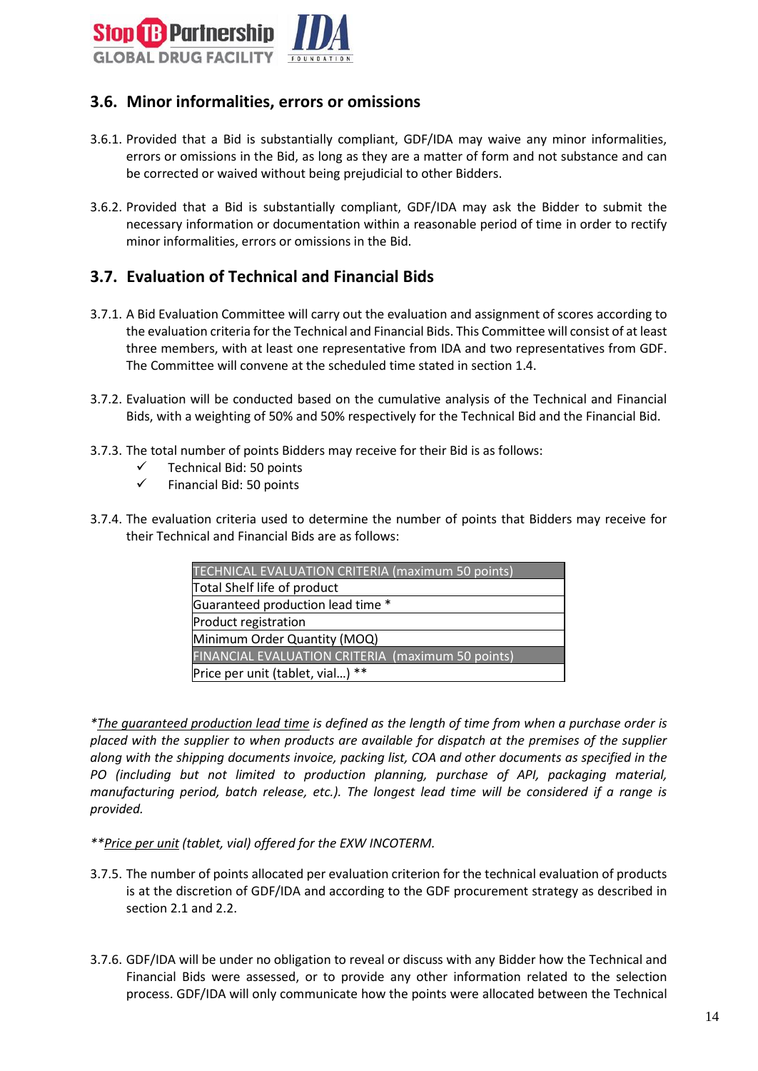## 3.6. Minor informalities, errors or omissions

3.6.1. Provided that a Bid is substantially compliant, GDF/IDA may waive any minor informalities, errors or omissions in the Bid, as long as they are a matter of form and not substance and can be corrected or waived without being prejudicial to other Bidders.

3.6.2. Provided that a Bid is substantially compliant, GDF/IDA may ask the Bidder to submit the necessary information or documentation within a reasonable period of time in order to rectify minor informalities, errors or omissions in the Bid.

## 3.7. Evaluation of Technical and Financial Bids

3.7.1. A Bid Evaluation Committee will carry out the evaluation and assignment of scores according to the evaluation criteria for the Technical and Financial Bids. This Committee will consist of at least three members, with at least one representative from IDA and two representatives from GDF. The Committee will convene at the scheduled time stated in section 1.4.

3.7.2. Evaluation will be conducted based on the cumulative analysis of the Technical and Financial Bids, with a weighting of 50% and 50% respectively for the Technical Bid and the Financial Bid.

3.7.3. The total number of points Bidders may receive for their Bid is as follows:

- ✓ Technical Bid: 50 points
- ✓ Financial Bid: 50 points

3.7.4. The evaluation criteria used to determine the number of points that Bidders may receive for their Technical and Financial Bids are as follows:

| TECHNICAL EVALUATION CRITERIA (maximum 50 points) |
|---|
| Total Shelf life of product |
| Guaranteed production lead time * |
| Product registration |
| Minimum Order Quantity (MOQ) |
| FINANCIAL EVALUATION CRITERIA (maximum 50 points) |
| Price per unit (tablet, vial…) ** |

*\*<u>The guaranteed production lead time</u> is defined as the length of time from when a purchase order is placed with the supplier to when products are available for dispatch at the premises of the supplier along with the shipping documents invoice, packing list, COA and other documents as specified in the PO (including but not limited to production planning, purchase of API, packaging material, manufacturing period, batch release, etc.). The longest lead time will be considered if a range is provided.*

*\*\*<u>Price per unit</u> (tablet, vial) offered for the EXW INCOTERM.*

3.7.5. The number of points allocated per evaluation criterion for the technical evaluation of products is at the discretion of GDF/IDA and according to the GDF procurement strategy as described in section 2.1 and 2.2.

3.7.6. GDF/IDA will be under no obligation to reveal or discuss with any Bidder how the Technical and Financial Bids were assessed, or to provide any other information related to the selection process. GDF/IDA will only communicate how the points were allocated between the Technical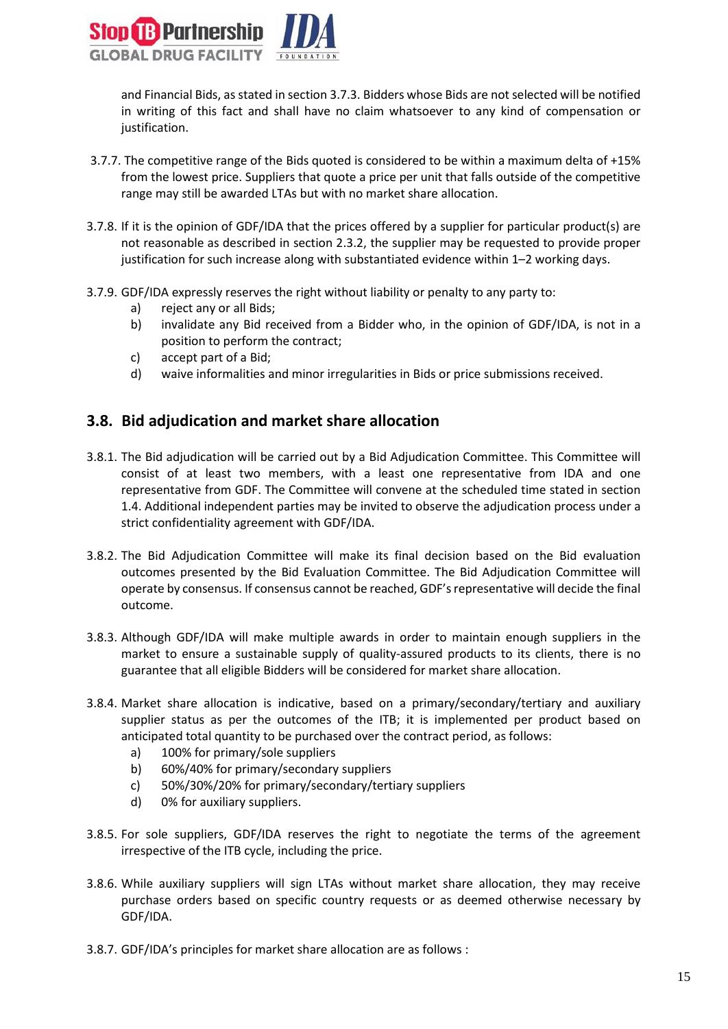and Financial Bids, as stated in section 3.7.3. Bidders whose Bids are not selected will be notified in writing of this fact and shall have no claim whatsoever to any kind of compensation or justification.

3.7.7. The competitive range of the Bids quoted is considered to be within a maximum delta of +15% from the lowest price. Suppliers that quote a price per unit that falls outside of the competitive range may still be awarded LTAs but with no market share allocation.

3.7.8. If it is the opinion of GDF/IDA that the prices offered by a supplier for particular product(s) are not reasonable as described in section 2.3.2, the supplier may be requested to provide proper justification for such increase along with substantiated evidence within 1–2 working days.

3.7.9. GDF/IDA expressly reserves the right without liability or penalty to any party to:
   a) reject any or all Bids;
   b) invalidate any Bid received from a Bidder who, in the opinion of GDF/IDA, is not in a position to perform the contract;
   c) accept part of a Bid;
   d) waive informalities and minor irregularities in Bids or price submissions received.

## 3.8. Bid adjudication and market share allocation

3.8.1. The Bid adjudication will be carried out by a Bid Adjudication Committee. This Committee will consist of at least two members, with a least one representative from IDA and one representative from GDF. The Committee will convene at the scheduled time stated in section 1.4. Additional independent parties may be invited to observe the adjudication process under a strict confidentiality agreement with GDF/IDA.

3.8.2. The Bid Adjudication Committee will make its final decision based on the Bid evaluation outcomes presented by the Bid Evaluation Committee. The Bid Adjudication Committee will operate by consensus. If consensus cannot be reached, GDF's representative will decide the final outcome.

3.8.3. Although GDF/IDA will make multiple awards in order to maintain enough suppliers in the market to ensure a sustainable supply of quality-assured products to its clients, there is no guarantee that all eligible Bidders will be considered for market share allocation.

3.8.4. Market share allocation is indicative, based on a primary/secondary/tertiary and auxiliary supplier status as per the outcomes of the ITB; it is implemented per product based on anticipated total quantity to be purchased over the contract period, as follows:
   a) 100% for primary/sole suppliers
   b) 60%/40% for primary/secondary suppliers
   c) 50%/30%/20% for primary/secondary/tertiary suppliers
   d) 0% for auxiliary suppliers.

3.8.5. For sole suppliers, GDF/IDA reserves the right to negotiate the terms of the agreement irrespective of the ITB cycle, including the price.

3.8.6. While auxiliary suppliers will sign LTAs without market share allocation, they may receive purchase orders based on specific country requests or as deemed otherwise necessary by GDF/IDA.

3.8.7. GDF/IDA's principles for market share allocation are as follows :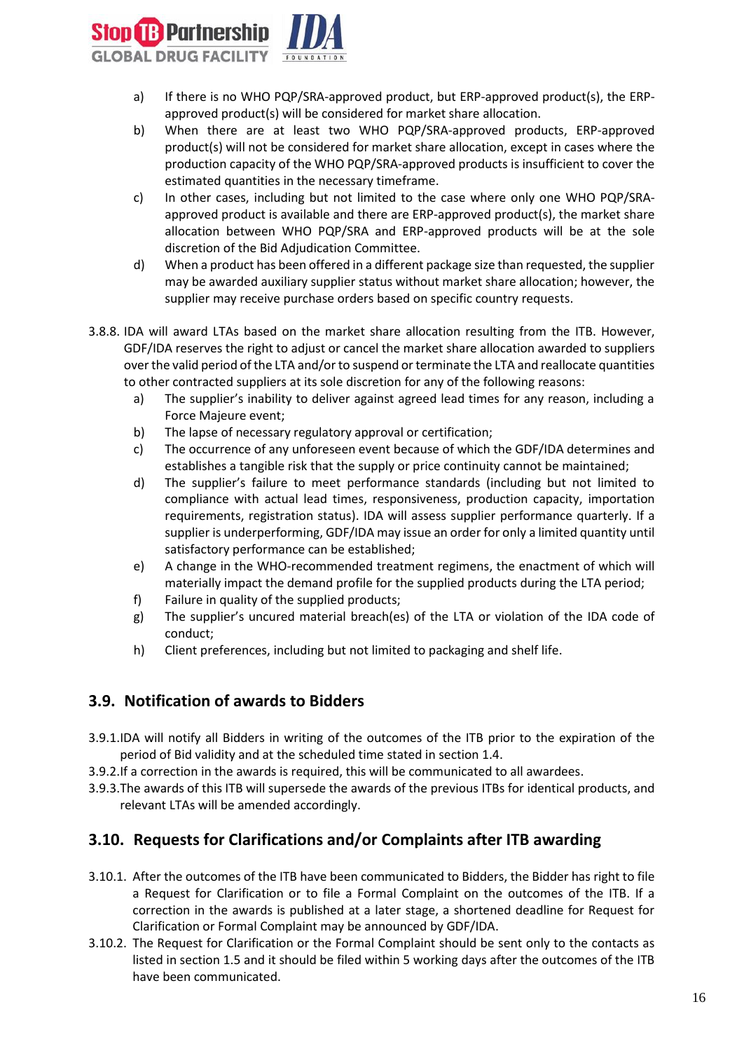a) If there is no WHO PQP/SRA-approved product, but ERP-approved product(s), the ERP-approved product(s) will be considered for market share allocation.
b) When there are at least two WHO PQP/SRA-approved products, ERP-approved product(s) will not be considered for market share allocation, except in cases where the production capacity of the WHO PQP/SRA-approved products is insufficient to cover the estimated quantities in the necessary timeframe.
c) In other cases, including but not limited to the case where only one WHO PQP/SRA-approved product is available and there are ERP-approved product(s), the market share allocation between WHO PQP/SRA and ERP-approved products will be at the sole discretion of the Bid Adjudication Committee.
d) When a product has been offered in a different package size than requested, the supplier may be awarded auxiliary supplier status without market share allocation; however, the supplier may receive purchase orders based on specific country requests.

3.8.8. IDA will award LTAs based on the market share allocation resulting from the ITB. However, GDF/IDA reserves the right to adjust or cancel the market share allocation awarded to suppliers over the valid period of the LTA and/or to suspend or terminate the LTA and reallocate quantities to other contracted suppliers at its sole discretion for any of the following reasons:

a) The supplier's inability to deliver against agreed lead times for any reason, including a Force Majeure event;
b) The lapse of necessary regulatory approval or certification;
c) The occurrence of any unforeseen event because of which the GDF/IDA determines and establishes a tangible risk that the supply or price continuity cannot be maintained;
d) The supplier's failure to meet performance standards (including but not limited to compliance with actual lead times, responsiveness, production capacity, importation requirements, registration status). IDA will assess supplier performance quarterly. If a supplier is underperforming, GDF/IDA may issue an order for only a limited quantity until satisfactory performance can be established;
e) A change in the WHO-recommended treatment regimens, the enactment of which will materially impact the demand profile for the supplied products during the LTA period;
f) Failure in quality of the supplied products;
g) The supplier's uncured material breach(es) of the LTA or violation of the IDA code of conduct;
h) Client preferences, including but not limited to packaging and shelf life.

## 3.9. Notification of awards to Bidders

3.9.1. IDA will notify all Bidders in writing of the outcomes of the ITB prior to the expiration of the period of Bid validity and at the scheduled time stated in section 1.4.

3.9.2. If a correction in the awards is required, this will be communicated to all awardees.

3.9.3. The awards of this ITB will supersede the awards of the previous ITBs for identical products, and relevant LTAs will be amended accordingly.

## 3.10. Requests for Clarifications and/or Complaints after ITB awarding

3.10.1. After the outcomes of the ITB have been communicated to Bidders, the Bidder has right to file a Request for Clarification or to file a Formal Complaint on the outcomes of the ITB. If a correction in the awards is published at a later stage, a shortened deadline for Request for Clarification or Formal Complaint may be announced by GDF/IDA.

3.10.2. The Request for Clarification or the Formal Complaint should be sent only to the contacts as listed in section 1.5 and it should be filed within 5 working days after the outcomes of the ITB have been communicated.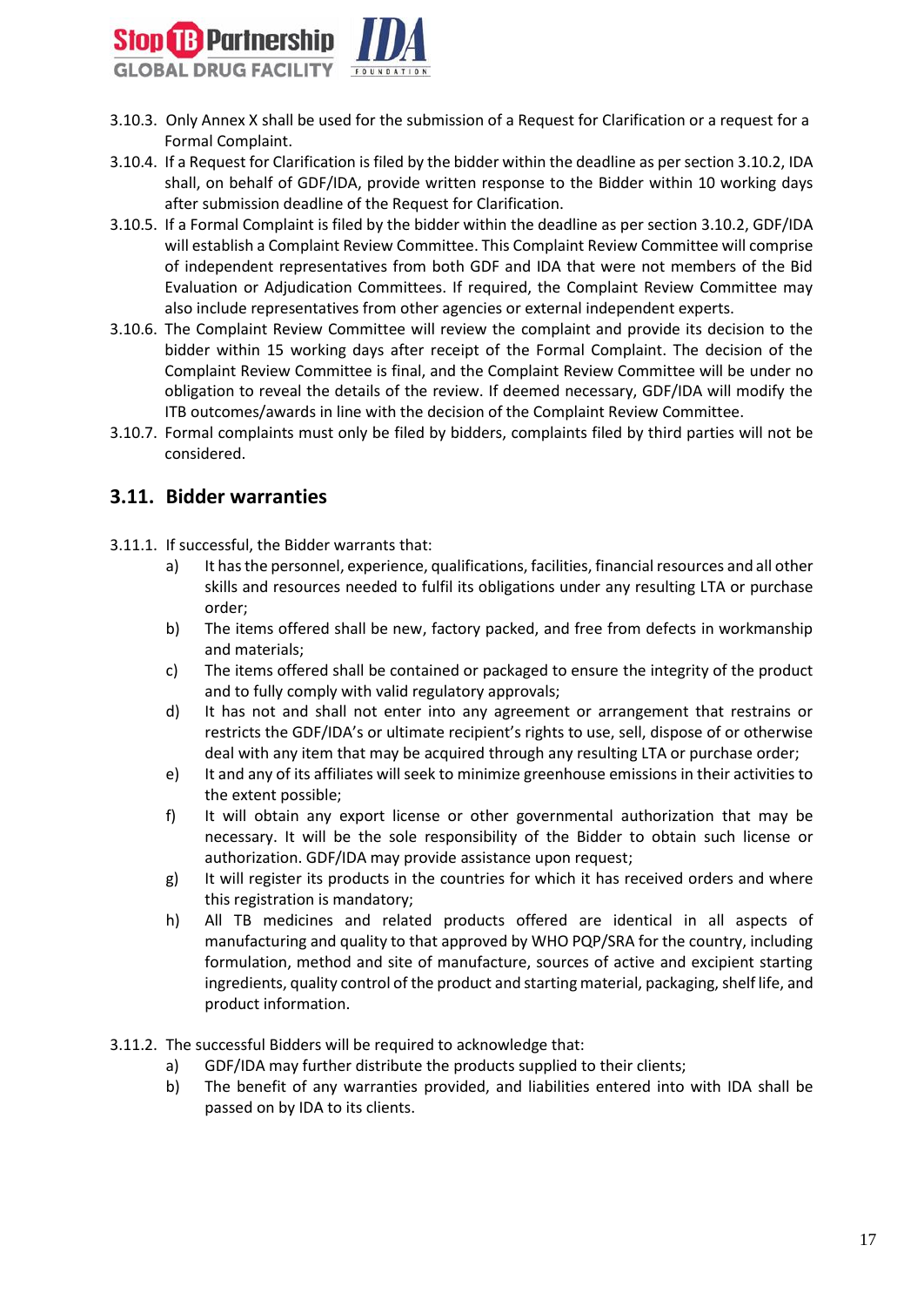3.10.3. Only Annex X shall be used for the submission of a Request for Clarification or a request for a Formal Complaint.

3.10.4. If a Request for Clarification is filed by the bidder within the deadline as per section 3.10.2, IDA shall, on behalf of GDF/IDA, provide written response to the Bidder within 10 working days after submission deadline of the Request for Clarification.

3.10.5. If a Formal Complaint is filed by the bidder within the deadline as per section 3.10.2, GDF/IDA will establish a Complaint Review Committee. This Complaint Review Committee will comprise of independent representatives from both GDF and IDA that were not members of the Bid Evaluation or Adjudication Committees. If required, the Complaint Review Committee may also include representatives from other agencies or external independent experts.

3.10.6. The Complaint Review Committee will review the complaint and provide its decision to the bidder within 15 working days after receipt of the Formal Complaint. The decision of the Complaint Review Committee is final, and the Complaint Review Committee will be under no obligation to reveal the details of the review. If deemed necessary, GDF/IDA will modify the ITB outcomes/awards in line with the decision of the Complaint Review Committee.

3.10.7. Formal complaints must only be filed by bidders, complaints filed by third parties will not be considered.

## 3.11. Bidder warranties

3.11.1. If successful, the Bidder warrants that:

a) It has the personnel, experience, qualifications, facilities, financial resources and all other skills and resources needed to fulfil its obligations under any resulting LTA or purchase order;

b) The items offered shall be new, factory packed, and free from defects in workmanship and materials;

c) The items offered shall be contained or packaged to ensure the integrity of the product and to fully comply with valid regulatory approvals;

d) It has not and shall not enter into any agreement or arrangement that restrains or restricts the GDF/IDA's or ultimate recipient's rights to use, sell, dispose of or otherwise deal with any item that may be acquired through any resulting LTA or purchase order;

e) It and any of its affiliates will seek to minimize greenhouse emissions in their activities to the extent possible;

f) It will obtain any export license or other governmental authorization that may be necessary. It will be the sole responsibility of the Bidder to obtain such license or authorization. GDF/IDA may provide assistance upon request;

g) It will register its products in the countries for which it has received orders and where this registration is mandatory;

h) All TB medicines and related products offered are identical in all aspects of manufacturing and quality to that approved by WHO PQP/SRA for the country, including formulation, method and site of manufacture, sources of active and excipient starting ingredients, quality control of the product and starting material, packaging, shelf life, and product information.

3.11.2. The successful Bidders will be required to acknowledge that:

a) GDF/IDA may further distribute the products supplied to their clients;

b) The benefit of any warranties provided, and liabilities entered into with IDA shall be passed on by IDA to its clients.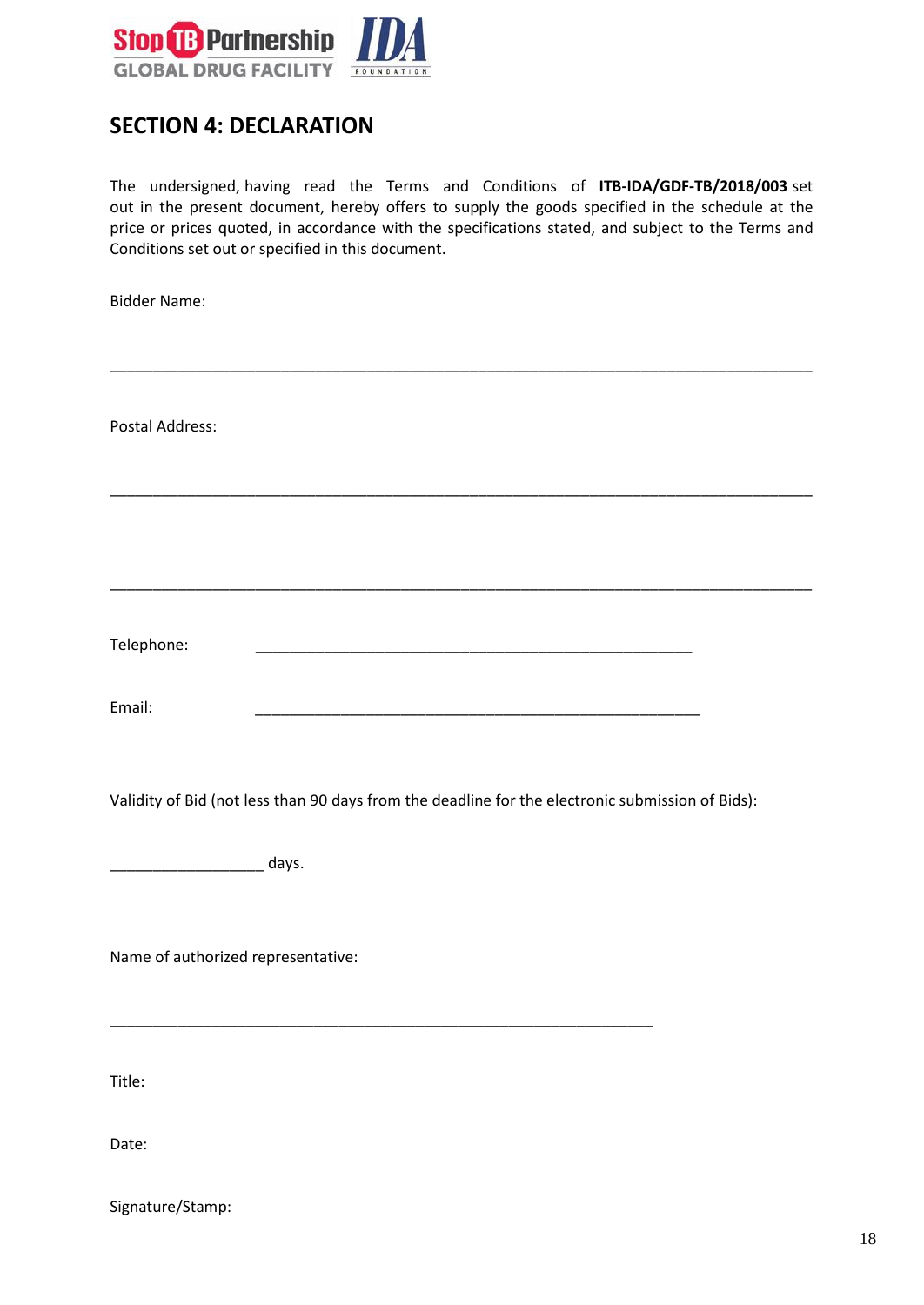## SECTION 4: DECLARATION

The undersigned, having read the Terms and Conditions of **ITB-IDA/GDF-TB/2018/003** set out in the present document, hereby offers to supply the goods specified in the schedule at the price or prices quoted, in accordance with the specifications stated, and subject to the Terms and Conditions set out or specified in this document.

Bidder Name:

_______________________________________________________________________________

Postal Address:

_______________________________________________________________________________

_______________________________________________________________________________

Telephone: _____________________________________________________

Email: _____________________________________________________

Validity of Bid (not less than 90 days from the deadline for the electronic submission of Bids):

_________________ days.

Name of authorized representative:

_____________________________________________________________

Title:

Date:

Signature/Stamp: